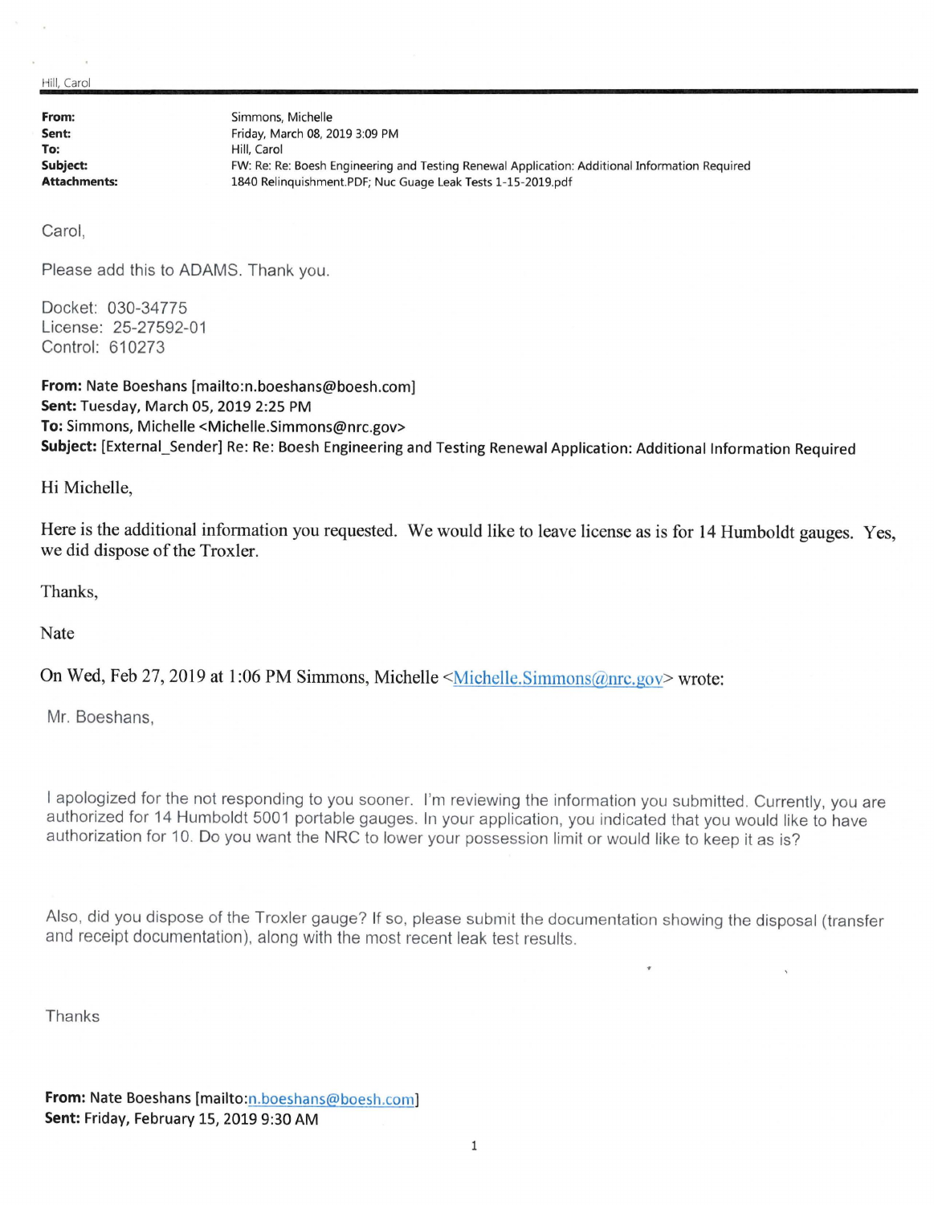Hill, Carol

**From:** Simmons, Michelle
**Sent:** Friday, March 08, 2019 3:09 PM
**To:** Hill, Carol
**Subject:** FW: Re: Re: Boesh Engineering and Testing Renewal Application: Additional Information Required
**Attachments:** 1840 Relinquishment.PDF; Nuc Guage Leak Tests 1-15-2019.pdf

Carol,

Please add this to ADAMS. Thank you.

Docket: 030-34775
License: 25-27592-01
Control: 610273

**From:** Nate Boeshans [mailto:n.boeshans@boesh.com]
**Sent:** Tuesday, March 05, 2019 2:25 PM
**To:** Simmons, Michelle <Michelle.Simmons@nrc.gov>
**Subject:** [External_Sender] Re: Re: Boesh Engineering and Testing Renewal Application: Additional Information Required

Hi Michelle,

Here is the additional information you requested. We would like to leave license as is for 14 Humboldt gauges. Yes, we did dispose of the Troxler.

Thanks,

Nate

On Wed, Feb 27, 2019 at 1:06 PM Simmons, Michelle <Michelle.Simmons@nrc.gov> wrote:

Mr. Boeshans,

I apologized for the not responding to you sooner. I'm reviewing the information you submitted. Currently, you are authorized for 14 Humboldt 5001 portable gauges. In your application, you indicated that you would like to have authorization for 10. Do you want the NRC to lower your possession limit or would like to keep it as is?

Also, did you dispose of the Troxler gauge? If so, please submit the documentation showing the disposal (transfer and receipt documentation), along with the most recent leak test results.

Thanks

**From:** Nate Boeshans [mailto:n.boeshans@boesh.com]
**Sent:** Friday, February 15, 2019 9:30 AM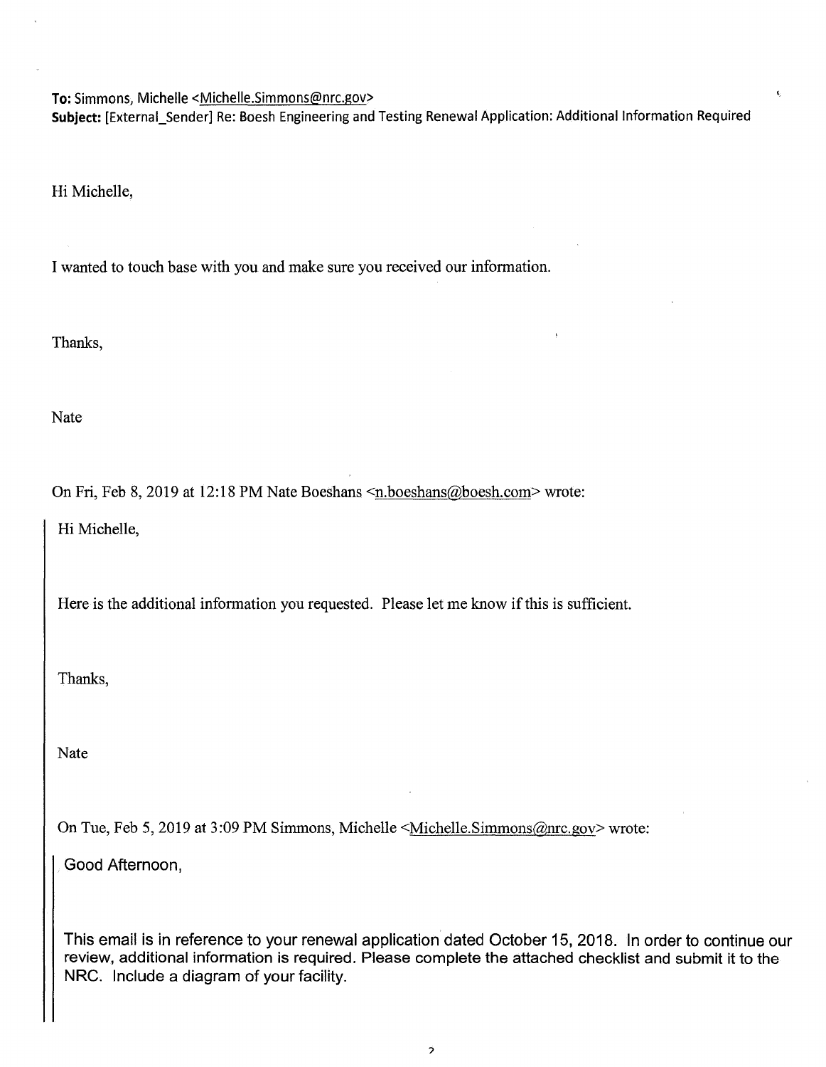**To:** Simmons, Michelle <Michelle.Simmons@nrc.gov>
**Subject:** [External_Sender] Re: Boesh Engineering and Testing Renewal Application: Additional Information Required

Hi Michelle,

I wanted to touch base with you and make sure you received our information.

Thanks,

Nate

On Fri, Feb 8, 2019 at 12:18 PM Nate Boeshans <n.boeshans@boesh.com> wrote:

> Hi Michelle,
>
> Here is the additional information you requested. Please let me know if this is sufficient.
>
> Thanks,
>
> Nate
>
> On Tue, Feb 5, 2019 at 3:09 PM Simmons, Michelle <Michelle.Simmons@nrc.gov> wrote:
>
>> Good Afternoon,
>>
>> This email is in reference to your renewal application dated October 15, 2018. In order to continue our review, additional information is required. Please complete the attached checklist and submit it to the NRC. Include a diagram of your facility.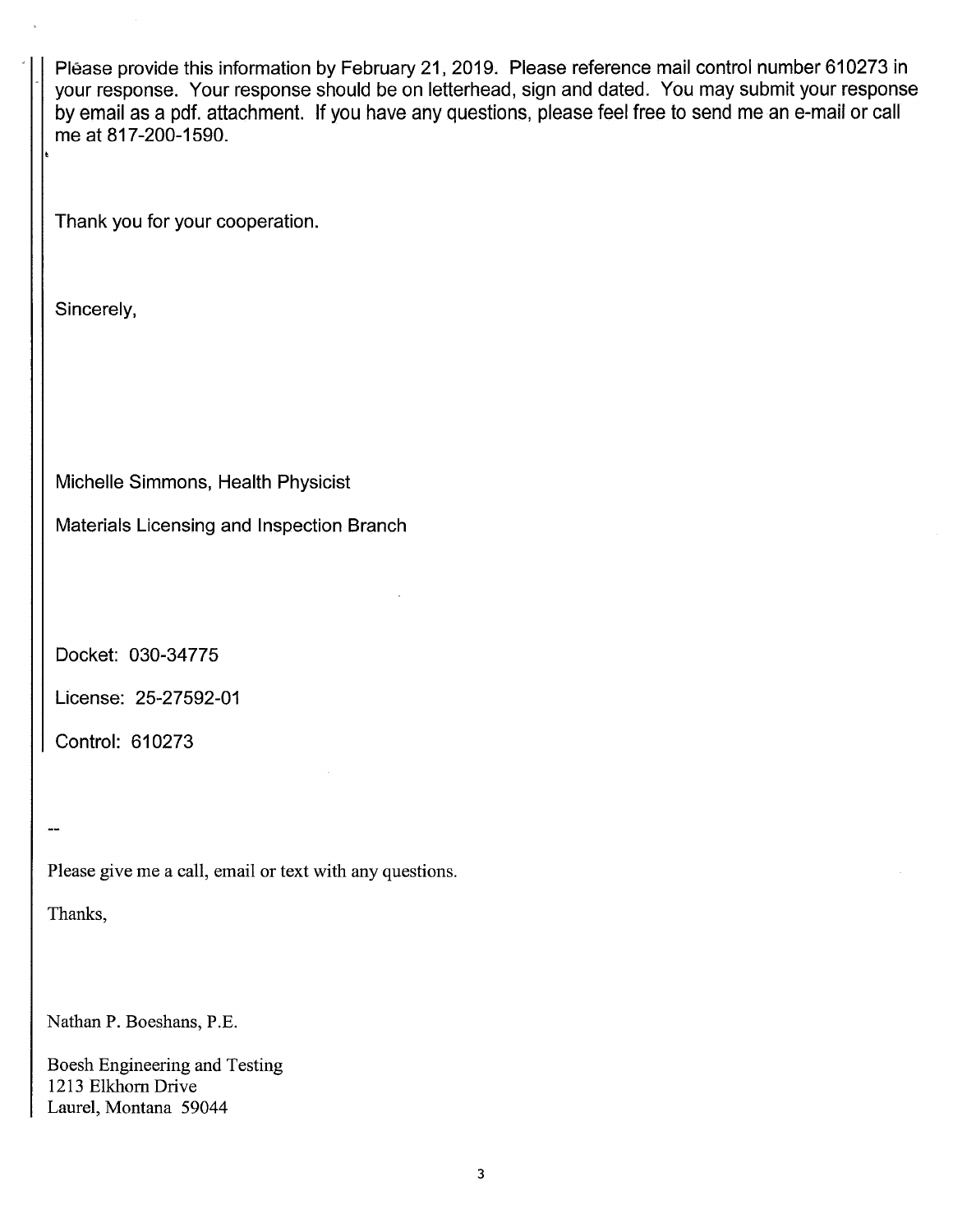Please provide this information by February 21, 2019. Please reference mail control number 610273 in your response. Your response should be on letterhead, sign and dated. You may submit your response by email as a pdf. attachment. If you have any questions, please feel free to send me an e-mail or call me at 817-200-1590.

Thank you for your cooperation.

Sincerely,

Michelle Simmons, Health Physicist

Materials Licensing and Inspection Branch

Docket: 030-34775

License: 25-27592-01

Control: 610273

--

Please give me a call, email or text with any questions.

Thanks,

Nathan P. Boeshans, P.E.

Boesh Engineering and Testing
1213 Elkhorn Drive
Laurel, Montana 59044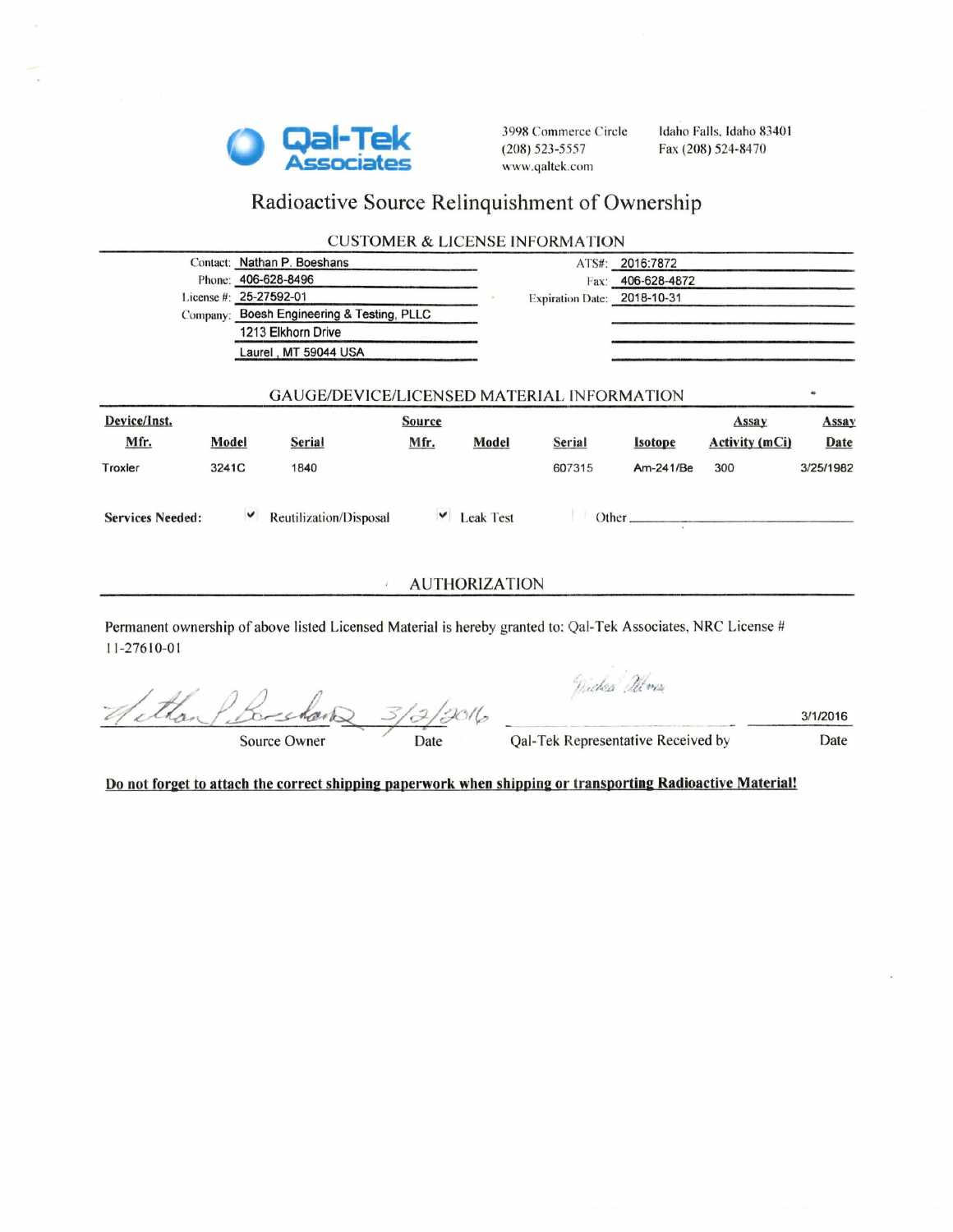**Qal-Tek Associates**

3998 Commerce Circle
(208) 523-5557
www.qaltek.com

Idaho Falls, Idaho 83401
Fax (208) 524-8470

# Radioactive Source Relinquishment of Ownership

## CUSTOMER & LICENSE INFORMATION

Contact: Nathan P. Boeshans
Phone: 406-628-8496
License #: 25-27592-01
Company: Boesh Engineering & Testing, PLLC
1213 Elkhorn Drive
Laurel, MT 59044 USA

ATS#: 2016:7872
Fax: 406-628-4872
Expiration Date: 2018-10-31

## GAUGE/DEVICE/LICENSED MATERIAL INFORMATION

| Device/Inst. Mfr. | Model | Serial | Source Mfr. | Model | Serial | Isotope | Assay Activity (mCi) | Assay Date |
|---|---|---|---|---|---|---|---|---|
| Troxler | 3241C | 1840 | | | 607315 | Am-241/Be | 300 | 3/25/1982 |

**Services Needed:** ☑ Reutilization/Disposal ☑ Leak Test ☐ Other ____________

## AUTHORIZATION

Permanent ownership of above listed Licensed Material is hereby granted to: Qal-Tek Associates, NRC License # 11-27610-01

Nathan P. Boeshans 3/2/2016
Source Owner Date

Qal-Tek Representative Received by 3/1/2016
Date

**Do not forget to attach the correct shipping paperwork when shipping or transporting Radioactive Material!**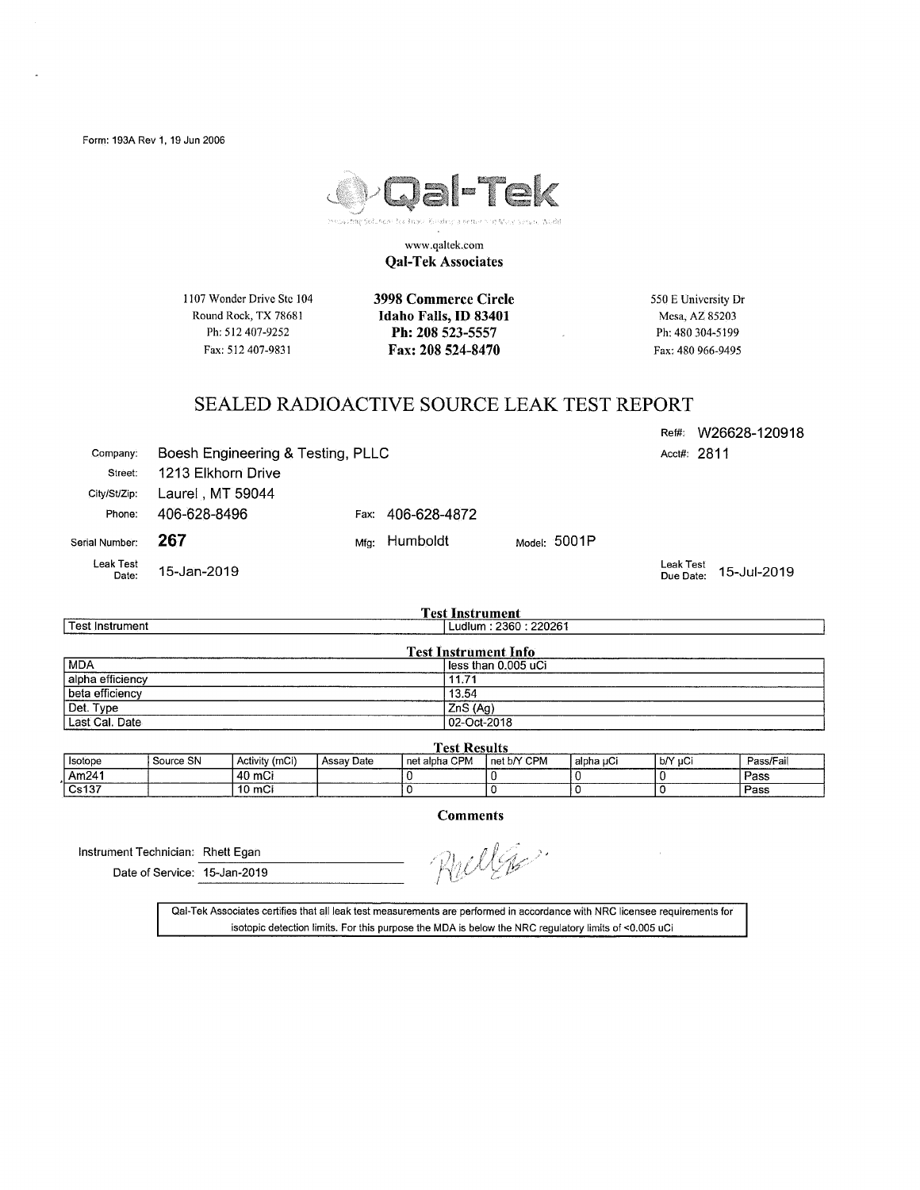Form: 193A Rev 1, 19 Jun 2006

**Qal-Tek**

www.qaltek.com

**Qal-Tek Associates**

1107 Wonder Drive Ste 104
Round Rock, TX 78681
Ph: 512 407-9252
Fax: 512 407-9831

**3998 Commerce Circle**
**Idaho Falls, ID 83401**
**Ph: 208 523-5557**
**Fax: 208 524-8470**

550 E University Dr
Mesa, AZ 85203
Ph: 480 304-5199
Fax: 480 966-9495

# SEALED RADIOACTIVE SOURCE LEAK TEST REPORT

Ref#: W26628-120918

Acct#: 2811

Company: Boesh Engineering & Testing, PLLC
Street: 1213 Elkhorn Drive
City/St/Zip: Laurel , MT 59044
Phone: 406-628-8496 Fax: 406-628-4872

Serial Number: **267** Mfg: Humboldt Model: 5001P

Leak Test Date: 15-Jan-2019

Leak Test Due Date: 15-Jul-2019

## Test Instrument

| Test Instrument | Ludlum : 2360 : 220261 |
|---|---|

## Test Instrument Info

| | |
|---|---|
| MDA | less than 0.005 uCi |
| alpha efficiency | 11.71 |
| beta efficiency | 13.54 |
| Det. Type | ZnS (Ag) |
| Last Cal. Date | 02-Oct-2018 |

## Test Results

| Isotope | Source SN | Activity (mCi) | Assay Date | net alpha CPM | net b/Y CPM | alpha µCi | b/Y µCi | Pass/Fail |
|---|---|---|---|---|---|---|---|---|
| Am241 | | 40 mCi | | 0 | 0 | 0 | 0 | Pass |
| Cs137 | | 10 mCi | | 0 | 0 | 0 | 0 | Pass |

## Comments

Instrument Technician: Rhett Egan

Date of Service: 15-Jan-2019

Qal-Tek Associates certifies that all leak test measurements are performed in accordance with NRC licensee requirements for isotopic detection limits. For this purpose the MDA is below the NRC regulatory limits of <0.005 uCi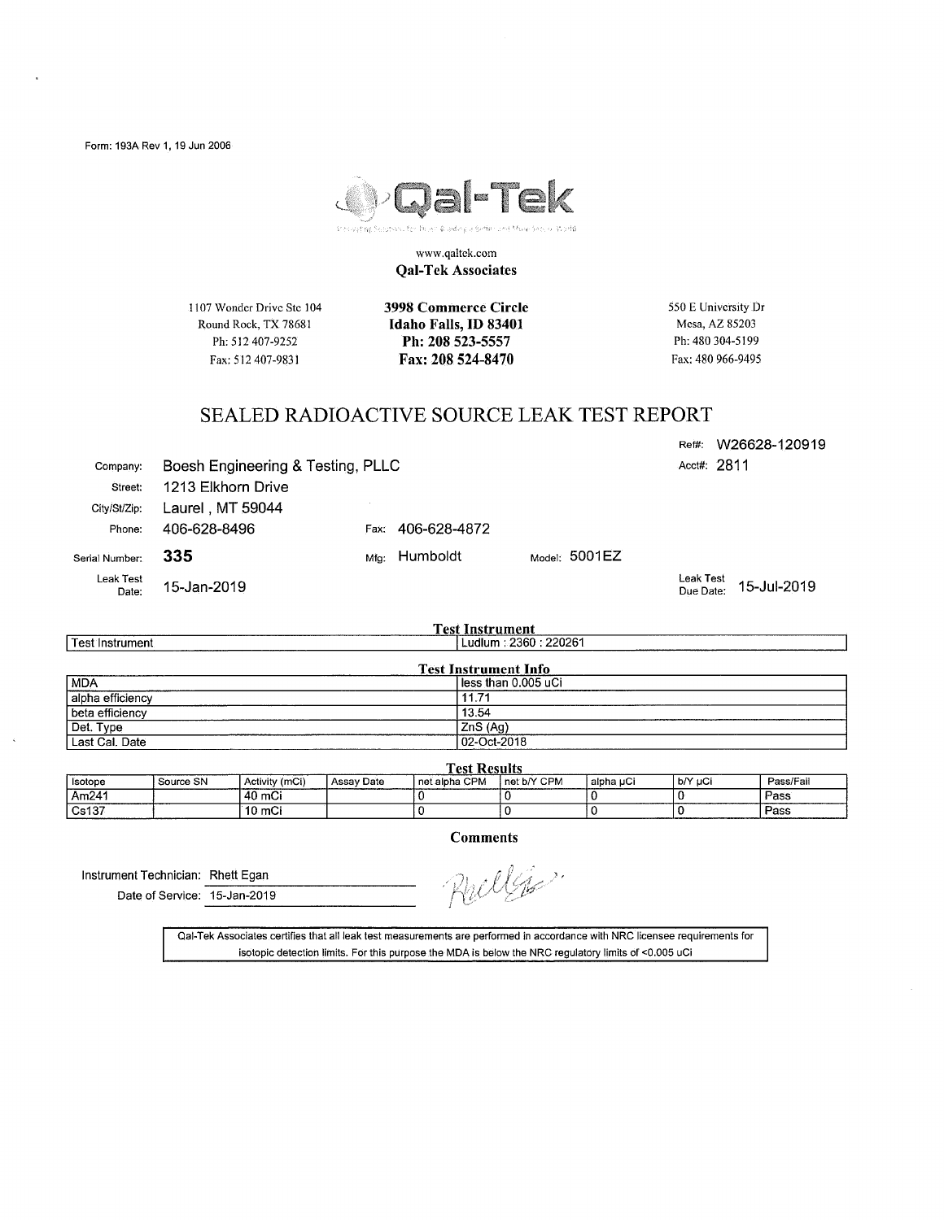Form: 193A Rev 1, 19 Jun 2006

**Qal-Tek**

www.qaltek.com

**Qal-Tek Associates**

1107 Wonder Drive Ste 104
Round Rock, TX 78681
Ph: 512 407-9252
Fax: 512 407-9831

**3998 Commerce Circle**
**Idaho Falls, ID 83401**
**Ph: 208 523-5557**
**Fax: 208 524-8470**

550 E University Dr
Mesa, AZ 85203
Ph: 480 304-5199
Fax: 480 966-9495

# SEALED RADIOACTIVE SOURCE LEAK TEST REPORT

Ref#: W26628-120919

Acct#: 2811

Company: Boesh Engineering & Testing, PLLC

Street: 1213 Elkhorn Drive

City/St/Zip: Laurel , MT 59044

Phone: 406-628-8496 Fax: 406-628-4872

Serial Number: **335** Mfg: Humboldt Model: 5001EZ

Leak Test Date: 15-Jan-2019

Leak Test Due Date: 15-Jul-2019

**Test Instrument**

| Test Instrument | Ludlum : 2360 : 220261 |
|---|---|

**Test Instrument Info**

| MDA | less than 0.005 uCi |
|---|---|
| alpha efficiency | 11.71 |
| beta efficiency | 13.54 |
| Det. Type | ZnS (Ag) |
| Last Cal. Date | 02-Oct-2018 |

**Test Results**

| Isotope | Source SN | Activity (mCi) | Assay Date | net alpha CPM | net b/Y CPM | alpha µCi | b/Y µCi | Pass/Fail |
|---|---|---|---|---|---|---|---|---|
| Am241 | | 40 mCi | | 0 | 0 | 0 | 0 | Pass |
| Cs137 | | 10 mCi | | 0 | 0 | 0 | 0 | Pass |

**Comments**

Instrument Technician: Rhett Egan

Date of Service: 15-Jan-2019

Qal-Tek Associates certifies that all leak test measurements are performed in accordance with NRC licensee requirements for isotopic detection limits. For this purpose the MDA is below the NRC regulatory limits of <0.005 uCi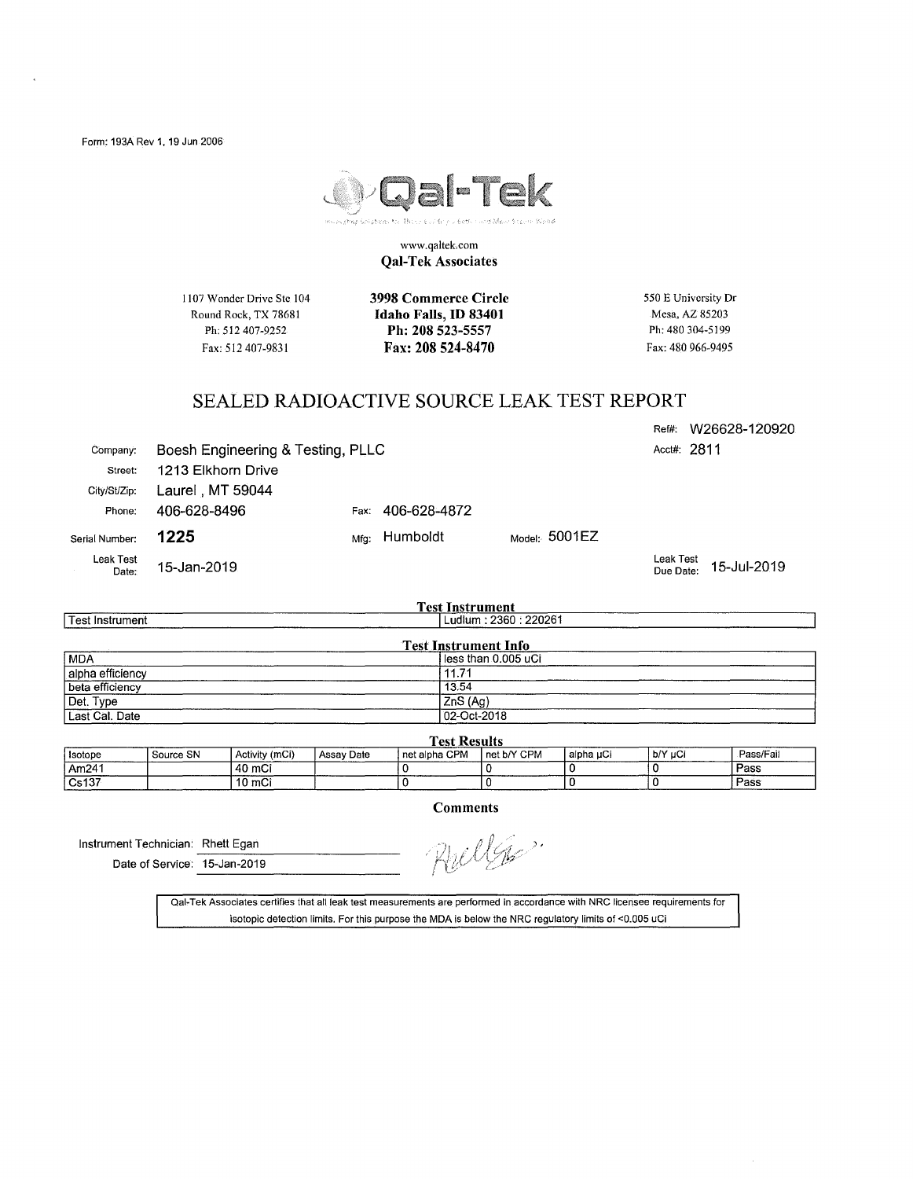Form: 193A Rev 1, 19 Jun 2006

# Qal-Tek

www.qaltek.com

**Qal-Tek Associates**

1107 Wonder Drive Ste 104
Round Rock, TX 78681
Ph: 512 407-9252
Fax: 512 407-9831

**3998 Commerce Circle**
**Idaho Falls, ID 83401**
**Ph: 208 523-5557**
**Fax: 208 524-8470**

550 E University Dr
Mesa, AZ 85203
Ph: 480 304-5199
Fax: 480 966-9495

## SEALED RADIOACTIVE SOURCE LEAK TEST REPORT

Ref#: W26628-120920

Acct#: 2811

Company: Boesh Engineering & Testing, PLLC

Street: 1213 Elkhorn Drive

City/St/Zip: Laurel , MT 59044

Phone: 406-628-8496 Fax: 406-628-4872

Serial Number: **1225** Mfg: Humboldt Model: 5001EZ

Leak Test Date: 15-Jan-2019

Leak Test Due Date: 15-Jul-2019

**Test Instrument**

| Test Instrument | Ludlum : 2360 : 220261 |
|---|---|

**Test Instrument Info**

| MDA | less than 0.005 uCi |
|---|---|
| alpha efficiency | 11.71 |
| beta efficiency | 13.54 |
| Det. Type | ZnS (Ag) |
| Last Cal. Date | 02-Oct-2018 |

**Test Results**

| Isotope | Source SN | Activity (mCi) | Assay Date | net alpha CPM | net b/Y CPM | alpha µCi | b/Y µCi | Pass/Fail |
|---|---|---|---|---|---|---|---|---|
| Am241 | | 40 mCi | | 0 | 0 | 0 | 0 | Pass |
| Cs137 | | 10 mCi | | 0 | 0 | 0 | 0 | Pass |

**Comments**

Instrument Technician: Rhett Egan

Date of Service: 15-Jan-2019

Qal-Tek Associates certifies that all leak test measurements are performed in accordance with NRC licensee requirements for isotopic detection limits. For this purpose the MDA is below the NRC regulatory limits of <0.005 uCi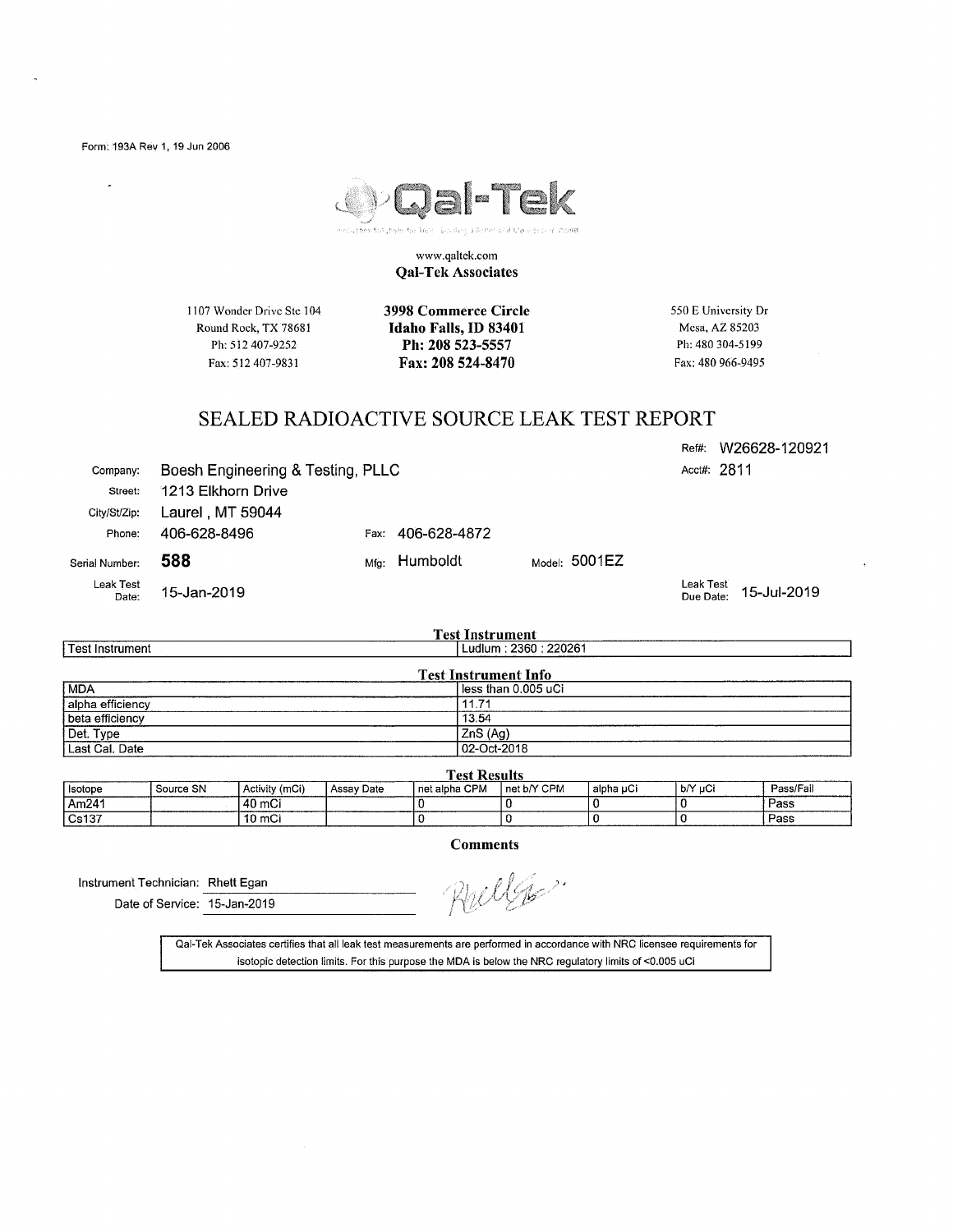Form: 193A Rev 1, 19 Jun 2006

# Qal-Tek

www.qaltek.com
**Qal-Tek Associates**

1107 Wonder Drive Ste 104
Round Rock, TX 78681
Ph: 512 407-9252
Fax: 512 407-9831

**3998 Commerce Circle**
**Idaho Falls, ID 83401**
**Ph: 208 523-5557**
**Fax: 208 524-8470**

550 E University Dr
Mesa, AZ 85203
Ph: 480 304-5199
Fax: 480 966-9495

## SEALED RADIOACTIVE SOURCE LEAK TEST REPORT

Ref#: W26628-120921
Acct#: 2811

Company: Boesh Engineering & Testing, PLLC
Street: 1213 Elkhorn Drive
City/St/Zip: Laurel , MT 59044
Phone: 406-628-8496 Fax: 406-628-4872

Serial Number: **588** Mfg: Humboldt Model: 5001EZ

Leak Test Date: 15-Jan-2019 Leak Test Due Date: 15-Jul-2019

**Test Instrument**

| Test Instrument | Ludlum : 2360 : 220261 |
|---|---|

**Test Instrument Info**

| | |
|---|---|
| MDA | less than 0.005 uCi |
| alpha efficiency | 11.71 |
| beta efficiency | 13.54 |
| Det. Type | ZnS (Ag) |
| Last Cal. Date | 02-Oct-2018 |

**Test Results**

| Isotope | Source SN | Activity (mCi) | Assay Date | net alpha CPM | net b/Y CPM | alpha µCi | b/Y µCi | Pass/Fail |
|---|---|---|---|---|---|---|---|---|
| Am241 | | 40 mCi | | 0 | 0 | 0 | 0 | Pass |
| Cs137 | | 10 mCi | | 0 | 0 | 0 | 0 | Pass |

**Comments**

Instrument Technician: Rhett Egan
Date of Service: 15-Jan-2019

Qal-Tek Associates certifies that all leak test measurements are performed in accordance with NRC licensee requirements for isotopic detection limits. For this purpose the MDA is below the NRC regulatory limits of <0.005 uCi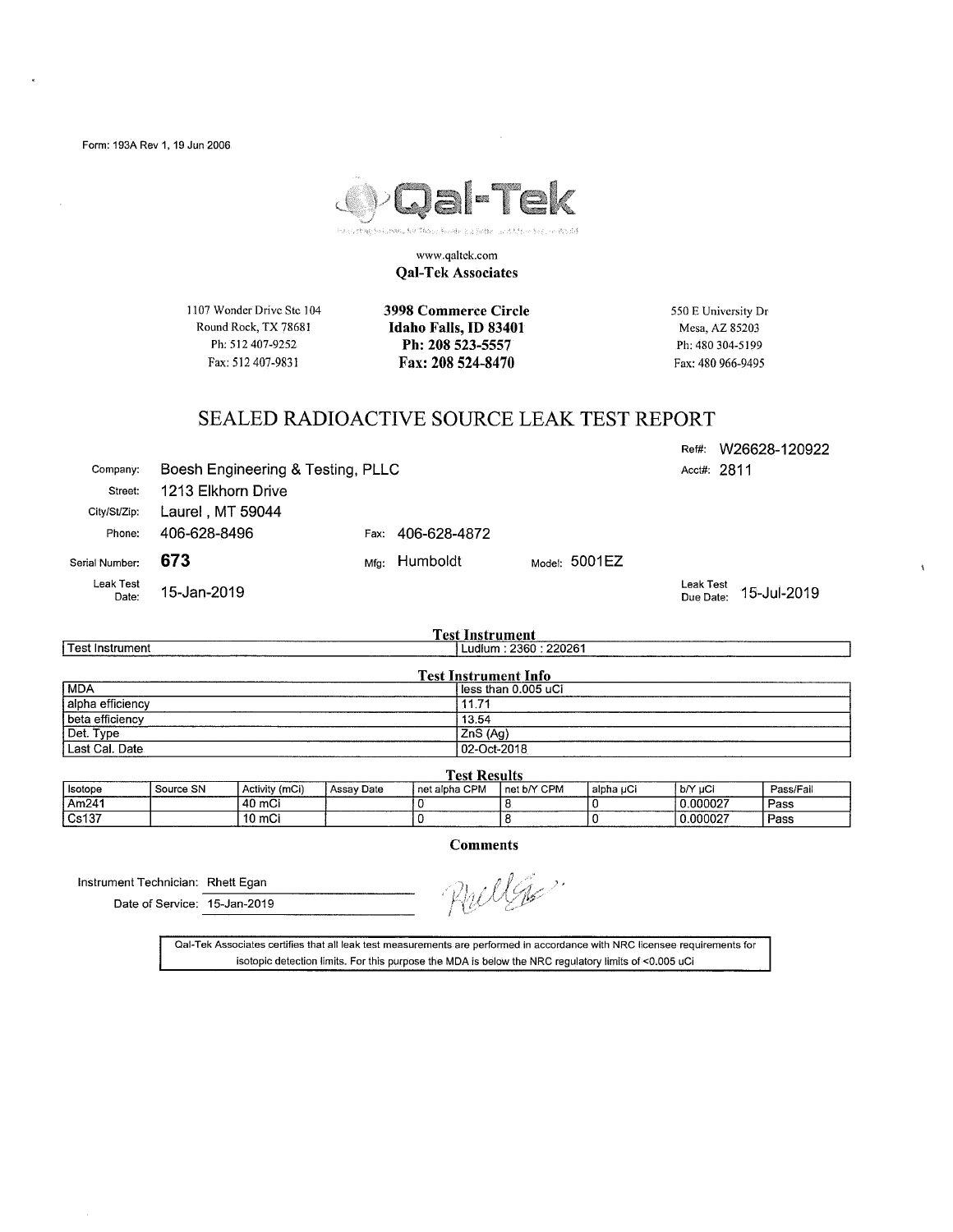Form: 193A Rev 1, 19 Jun 2006

# Qal-Tek

www.qaltek.com

**Qal-Tek Associates**

| 1107 Wonder Drive Ste 104 | **3998 Commerce Circle** | 550 E University Dr |
|---|---|---|
| Round Rock, TX 78681 | **Idaho Falls, ID 83401** | Mesa, AZ 85203 |
| Ph: 512 407-9252 | **Ph: 208 523-5557** | Ph: 480 304-5199 |
| Fax: 512 407-9831 | **Fax: 208 524-8470** | Fax: 480 966-9495 |

## SEALED RADIOACTIVE SOURCE LEAK TEST REPORT

Ref#: W26628-120922

Acct#: 2811

Company: Boesh Engineering & Testing, PLLC

Street: 1213 Elkhorn Drive

City/St/Zip: Laurel , MT 59044

Phone: 406-628-8496 Fax: 406-628-4872

Serial Number: **673** Mfg: Humboldt Model: 5001EZ

Leak Test Date: 15-Jan-2019

Leak Test Due Date: 15-Jul-2019

**Test Instrument**

| Test Instrument | Ludlum : 2360 : 220261 |
|---|---|

**Test Instrument Info**

| MDA | less than 0.005 uCi |
|---|---|
| alpha efficiency | 11.71 |
| beta efficiency | 13.54 |
| Det. Type | ZnS (Ag) |
| Last Cal. Date | 02-Oct-2018 |

**Test Results**

| Isotope | Source SN | Activity (mCi) | Assay Date | net alpha CPM | net b/Y CPM | alpha μCi | b/Y μCi | Pass/Fail |
|---|---|---|---|---|---|---|---|---|
| Am241 | | 40 mCi | | 0 | 8 | 0 | 0.000027 | Pass |
| Cs137 | | 10 mCi | | 0 | 8 | 0 | 0.000027 | Pass |

**Comments**

Instrument Technician: Rhett Egan

Date of Service: 15-Jan-2019

Qal-Tek Associates certifies that all leak test measurements are performed in accordance with NRC licensee requirements for isotopic detection limits. For this purpose the MDA is below the NRC regulatory limits of <0.005 uCi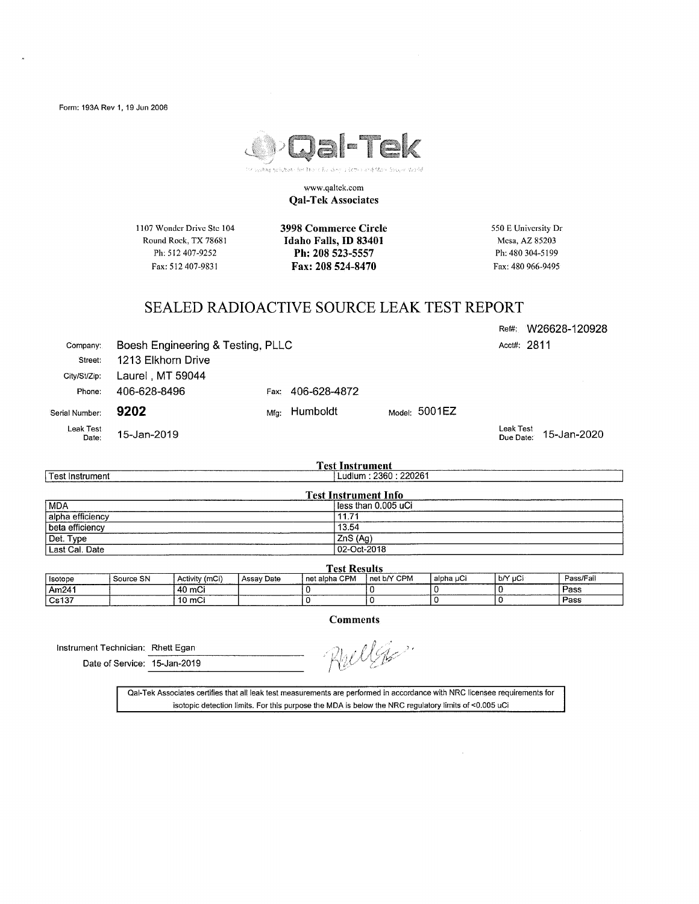Form: 193A Rev 1, 19 Jun 2006

Qal-Tek

www.qaltek.com

**Qal-Tek Associates**

1107 Wonder Drive Ste 104
Round Rock, TX 78681
Ph: 512 407-9252
Fax: 512 407-9831

**3998 Commerce Circle**
**Idaho Falls, ID 83401**
**Ph: 208 523-5557**
**Fax: 208 524-8470**

550 E University Dr
Mesa, AZ 85203
Ph: 480 304-5199
Fax: 480 966-9495

# SEALED RADIOACTIVE SOURCE LEAK TEST REPORT

Ref#: W26628-120928

Company: Boesh Engineering & Testing, PLLC

Acct#: 2811

Street: 1213 Elkhorn Drive

City/St/Zip: Laurel , MT 59044

Phone: 406-628-8496 Fax: 406-628-4872

Serial Number: **9202** Mfg: Humboldt Model: 5001EZ

Leak Test Date: 15-Jan-2019

Leak Test Due Date: 15-Jan-2020

**Test Instrument**

| | |
|---|---|
| Test Instrument | Ludlum : 2360 : 220261 |

**Test Instrument Info**

| | |
|---|---|
| MDA | less than 0.005 uCi |
| alpha efficiency | 11.71 |
| beta efficiency | 13.54 |
| Det. Type | ZnS (Ag) |
| Last Cal. Date | 02-Oct-2018 |

**Test Results**

| Isotope | Source SN | Activity (mCi) | Assay Date | net alpha CPM | net b/Y CPM | alpha µCi | b/Y µCi | Pass/Fail |
|---|---|---|---|---|---|---|---|---|
| Am241 | | 40 mCi | | 0 | 0 | 0 | 0 | Pass |
| Cs137 | | 10 mCi | | 0 | 0 | 0 | 0 | Pass |

**Comments**

Instrument Technician: Rhett Egan

Date of Service: 15-Jan-2019

Qal-Tek Associates certifies that all leak test measurements are performed in accordance with NRC licensee requirements for isotopic detection limits. For this purpose the MDA is below the NRC regulatory limits of <0.005 uCi